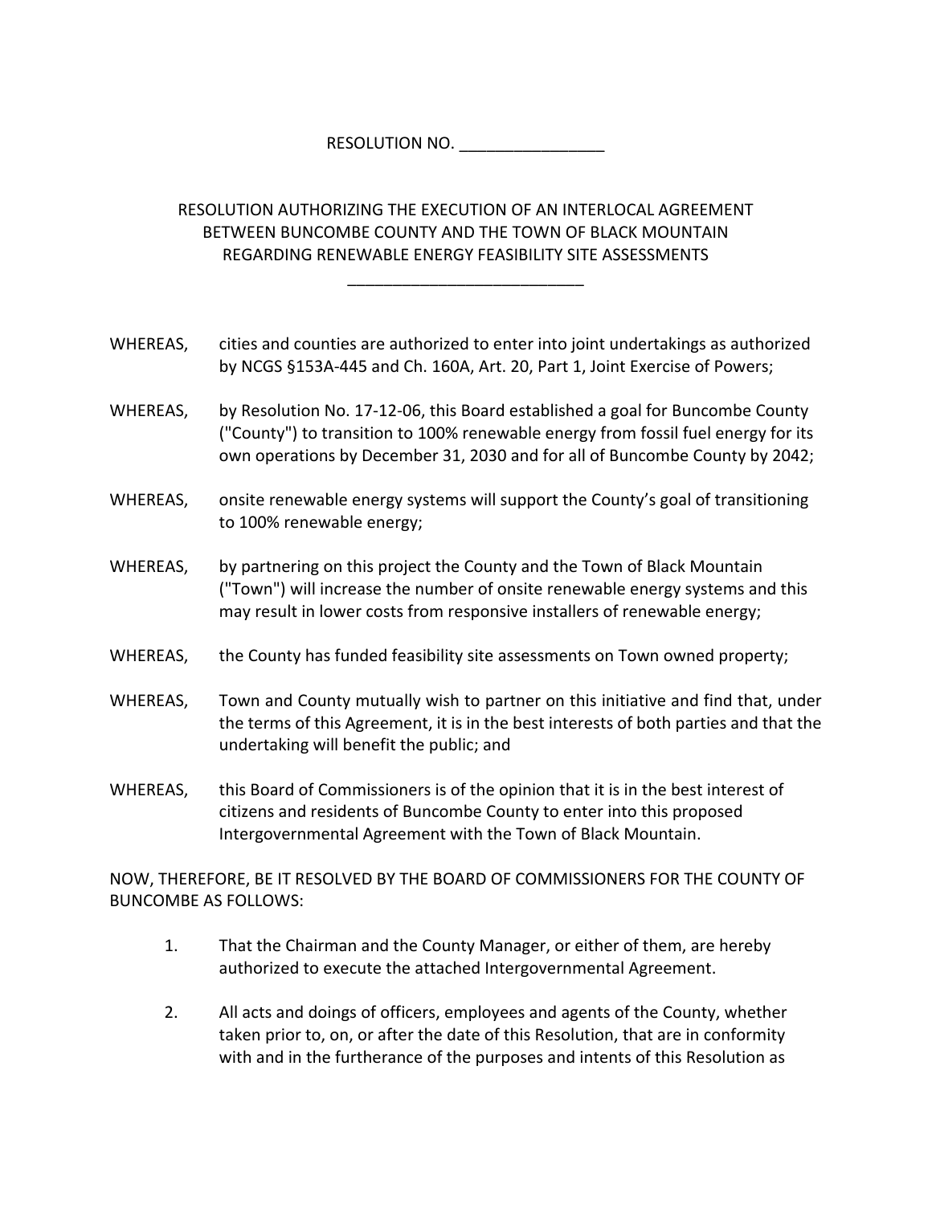RESOLUTION NO. ________________

# RESOLUTION AUTHORIZING THE EXECUTION OF AN INTERLOCAL AGREEMENT BETWEEN BUNCOMBE COUNTY AND THE TOWN OF BLACK MOUNTAIN REGARDING RENEWABLE ENERGY FEASIBILITY SITE ASSESSMENTS

__________________________

WHEREAS, cities and counties are authorized to enter into joint undertakings as authorized by NCGS §153A-445 and Ch. 160A, Art. 20, Part 1, Joint Exercise of Powers;

WHEREAS, by Resolution No. 17-12-06, this Board established a goal for Buncombe County ("County") to transition to 100% renewable energy from fossil fuel energy for its own operations by December 31, 2030 and for all of Buncombe County by 2042;

WHEREAS, onsite renewable energy systems will support the County's goal of transitioning to 100% renewable energy;

WHEREAS, by partnering on this project the County and the Town of Black Mountain ("Town") will increase the number of onsite renewable energy systems and this may result in lower costs from responsive installers of renewable energy;

WHEREAS, the County has funded feasibility site assessments on Town owned property;

WHEREAS, Town and County mutually wish to partner on this initiative and find that, under the terms of this Agreement, it is in the best interests of both parties and that the undertaking will benefit the public; and

WHEREAS, this Board of Commissioners is of the opinion that it is in the best interest of citizens and residents of Buncombe County to enter into this proposed Intergovernmental Agreement with the Town of Black Mountain.

NOW, THEREFORE, BE IT RESOLVED BY THE BOARD OF COMMISSIONERS FOR THE COUNTY OF BUNCOMBE AS FOLLOWS:

1. That the Chairman and the County Manager, or either of them, are hereby authorized to execute the attached Intergovernmental Agreement.

2. All acts and doings of officers, employees and agents of the County, whether taken prior to, on, or after the date of this Resolution, that are in conformity with and in the furtherance of the purposes and intents of this Resolution as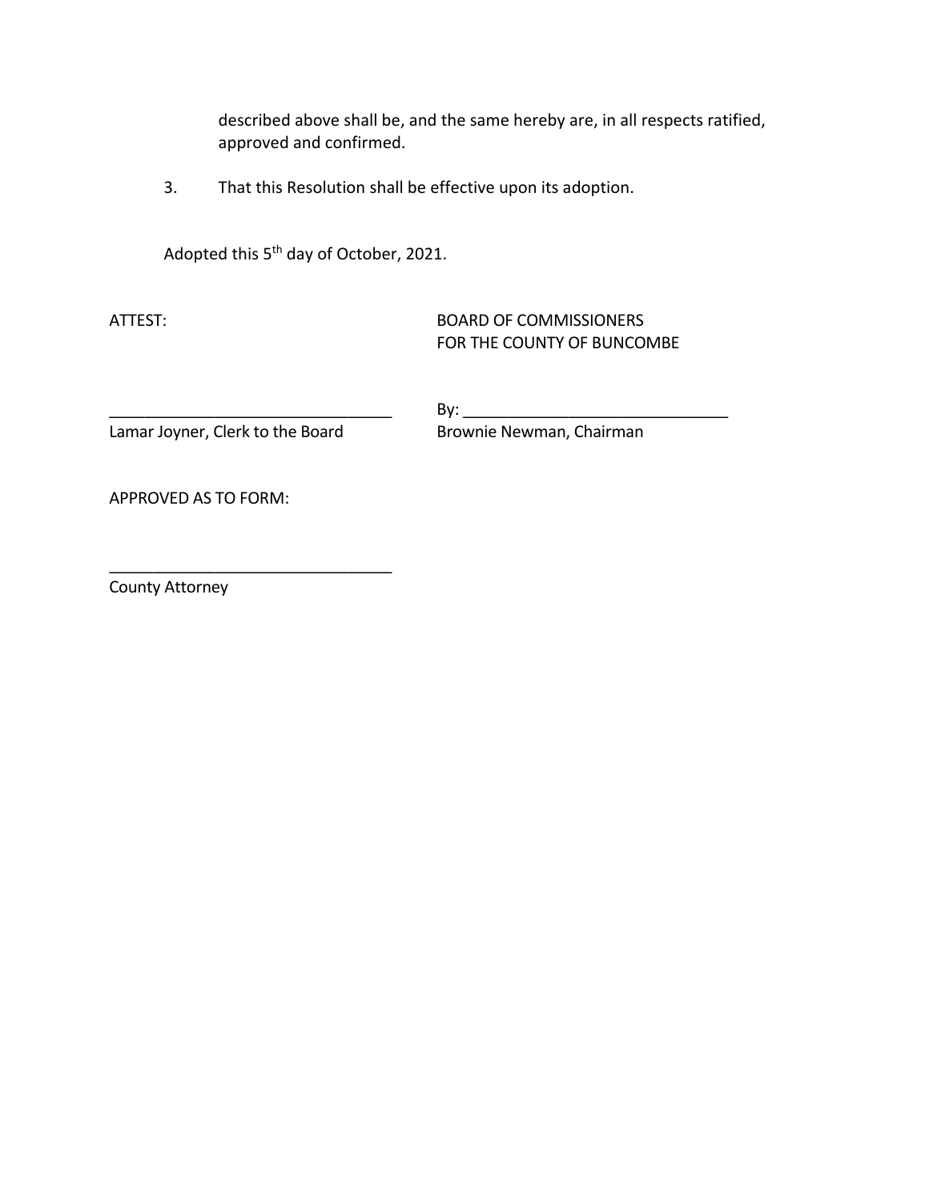described above shall be, and the same hereby are, in all respects ratified, approved and confirmed.

3. That this Resolution shall be effective upon its adoption.

Adopted this 5th day of October, 2021.

ATTEST:

BOARD OF COMMISSIONERS
FOR THE COUNTY OF BUNCOMBE

________________________________
Lamar Joyner, Clerk to the Board

By: ______________________________
Brownie Newman, Chairman

APPROVED AS TO FORM:

________________________________
County Attorney